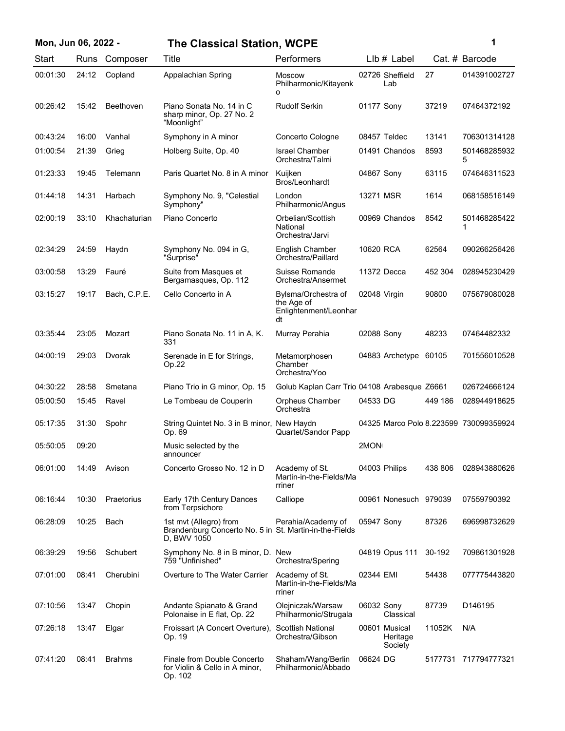# Mon, Jun 06, 2022 - The Classical Station, WCPE

| Start | Runs | Composer | Title | Performers | LIb # | Label | Cat. # | Barcode |
|---|---|---|---|---|---|---|---|---|
| 00:01:30 | 24:12 | Copland | Appalachian Spring | Moscow Philharmonic/Kitayenko | 02726 | Sheffield Lab | 27 | 014391002727 |
| 00:26:42 | 15:42 | Beethoven | Piano Sonata No. 14 in C sharp minor, Op. 27 No. 2 "Moonlight" | Rudolf Serkin | 01177 | Sony | 37219 | 07464372192 |
| 00:43:24 | 16:00 | Vanhal | Symphony in A minor | Concerto Cologne | 08457 | Teldec | 13141 | 706301314128 |
| 01:00:54 | 21:39 | Grieg | Holberg Suite, Op. 40 | Israel Chamber Orchestra/Talmi | 01491 | Chandos | 8593 | 5014682859325 |
| 01:23:33 | 19:45 | Telemann | Paris Quartet No. 8 in A minor | Kuijken Bros/Leonhardt | 04867 | Sony | 63115 | 074646311523 |
| 01:44:18 | 14:31 | Harbach | Symphony No. 9, "Celestial Symphony" | London Philharmonic/Angus | 13271 | MSR | 1614 | 068158516149 |
| 02:00:19 | 33:10 | Khachaturian | Piano Concerto | Orbelian/Scottish National Orchestra/Jarvi | 00969 | Chandos | 8542 | 5014682854221 |
| 02:34:29 | 24:59 | Haydn | Symphony No. 094 in G, "Surprise" | English Chamber Orchestra/Paillard | 10620 | RCA | 62564 | 090266256426 |
| 03:00:58 | 13:29 | Fauré | Suite from Masques et Bergamasques, Op. 112 | Suisse Romande Orchestra/Ansermet | 11372 | Decca | 452 304 | 028945230429 |
| 03:15:27 | 19:17 | Bach, C.P.E. | Cello Concerto in A | Bylsma/Orchestra of the Age of Enlightenment/Leonhardt | 02048 | Virgin | 90800 | 075679080028 |
| 03:35:44 | 23:05 | Mozart | Piano Sonata No. 11 in A, K. 331 | Murray Perahia | 02088 | Sony | 48233 | 07464482332 |
| 04:00:19 | 29:03 | Dvorak | Serenade in E for Strings, Op.22 | Metamorphosen Chamber Orchestra/Yoo | 04883 | Archetype | 60105 | 701556010528 |
| 04:30:22 | 28:58 | Smetana | Piano Trio in G minor, Op. 15 | Golub Kaplan Carr Trio | 04108 | Arabesque | Z6661 | 026724666124 |
| 05:00:50 | 15:45 | Ravel | Le Tombeau de Couperin | Orpheus Chamber Orchestra | 04533 | DG | 449 186 | 028944918625 |
| 05:17:35 | 31:30 | Spohr | String Quintet No. 3 in B minor, Op. 69 | New Haydn Quartet/Sandor Papp | 04325 | Marco Polo | 8.223599 | 730099359924 |
| 05:50:05 | 09:20 | | Music selected by the announcer | | 2MON | | | |
| 06:01:00 | 14:49 | Avison | Concerto Grosso No. 12 in D | Academy of St. Martin-in-the-Fields/Marriner | 04003 | Philips | 438 806 | 028943880626 |
| 06:16:44 | 10:30 | Praetorius | Early 17th Century Dances from Terpsichore | Calliope | 00961 | Nonesuch | 979039 | 07559790392 |
| 06:28:09 | 10:25 | Bach | 1st mvt (Allegro) from Brandenburg Concerto No. 5 in D, BWV 1050 | Perahia/Academy of St. Martin-in-the-Fields | 05947 | Sony | 87326 | 696998732629 |
| 06:39:29 | 19:56 | Schubert | Symphony No. 8 in B minor, D. 759 "Unfinished" | New Orchestra/Spering | 04819 | Opus 111 | 30-192 | 709861301928 |
| 07:01:00 | 08:41 | Cherubini | Overture to The Water Carrier | Academy of St. Martin-in-the-Fields/Marriner | 02344 | EMI | 54438 | 077775443820 |
| 07:10:56 | 13:47 | Chopin | Andante Spianato & Grand Polonaise in E flat, Op. 22 | Olejniczak/Warsaw Philharmonic/Strugala | 06032 | Sony Classical | 87739 | D146195 |
| 07:26:18 | 13:47 | Elgar | Froissart (A Concert Overture), Op. 19 | Scottish National Orchestra/Gibson | 00601 | Musical Heritage Society | 11052K | N/A |
| 07:41:20 | 08:41 | Brahms | Finale from Double Concerto for Violin & Cello in A minor, Op. 102 | Shaham/Wang/Berlin Philharmonic/Abbado | 06624 | DG | 5177731 | 717794777321 |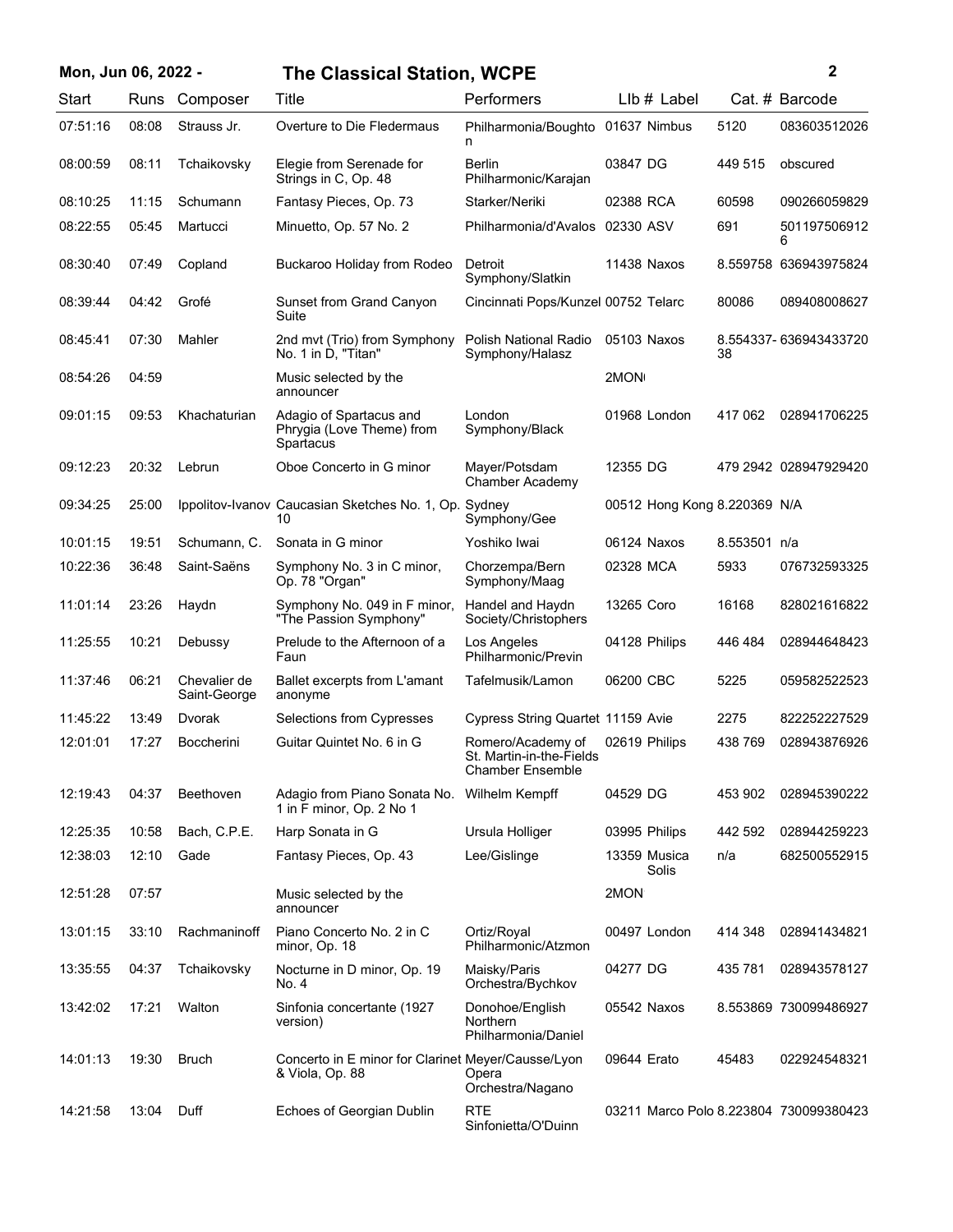# The Classical Station, WCPE

**Mon, Jun 06, 2022 -**

| Start | Runs | Composer | Title | Performers | Llb # | Label | Cat. # | Barcode |
|---|---|---|---|---|---|---|---|---|
| 07:51:16 | 08:08 | Strauss Jr. | Overture to Die Fledermaus | Philharmonia/Boughton | 01637 | Nimbus | 5120 | 083603512026 |
| 08:00:59 | 08:11 | Tchaikovsky | Elegie from Serenade for Strings in C, Op. 48 | Berlin Philharmonic/Karajan | 03847 | DG | 449 515 | obscured |
| 08:10:25 | 11:15 | Schumann | Fantasy Pieces, Op. 73 | Starker/Neriki | 02388 | RCA | 60598 | 090266059829 |
| 08:22:55 | 05:45 | Martucci | Minuetto, Op. 57 No. 2 | Philharmonia/d'Avalos | 02330 | ASV | 691 | 5011975069126 |
| 08:30:40 | 07:49 | Copland | Buckaroo Holiday from Rodeo | Detroit Symphony/Slatkin | 11438 | Naxos | 8.559758 | 636943975824 |
| 08:39:44 | 04:42 | Grofé | Sunset from Grand Canyon Suite | Cincinnati Pops/Kunzel | 00752 | Telarc | 80086 | 089408008627 |
| 08:45:41 | 07:30 | Mahler | 2nd mvt (Trio) from Symphony No. 1 in D, "Titan" | Polish National Radio Symphony/Halasz | 05103 | Naxos | 8.554337-38 | 636943433720 |
| 08:54:26 | 04:59 | | Music selected by the announcer | | 2MON | | | |
| 09:01:15 | 09:53 | Khachaturian | Adagio of Spartacus and Phrygia (Love Theme) from Spartacus | London Symphony/Black | 01968 | London | 417 062 | 028941706225 |
| 09:12:23 | 20:32 | Lebrun | Oboe Concerto in G minor | Mayer/Potsdam Chamber Academy | 12355 | DG | 479 2942 | 028947929420 |
| 09:34:25 | 25:00 | Ippolitov-Ivanov | Caucasian Sketches No. 1, Op. 10 | Sydney Symphony/Gee | 00512 | Hong Kong | 8.220369 | N/A |
| 10:01:15 | 19:51 | Schumann, C. | Sonata in G minor | Yoshiko Iwai | 06124 | Naxos | 8.553501 | n/a |
| 10:22:36 | 36:48 | Saint-Saëns | Symphony No. 3 in C minor, Op. 78 "Organ" | Chorzempa/Bern Symphony/Maag | 02328 | MCA | 5933 | 076732593325 |
| 11:01:14 | 23:26 | Haydn | Symphony No. 049 in F minor, "The Passion Symphony" | Handel and Haydn Society/Christophers | 13265 | Coro | 16168 | 828021616822 |
| 11:25:55 | 10:21 | Debussy | Prelude to the Afternoon of a Faun | Los Angeles Philharmonic/Previn | 04128 | Philips | 446 484 | 028944648423 |
| 11:37:46 | 06:21 | Chevalier de Saint-George | Ballet excerpts from L'amant anonyme | Tafelmusik/Lamon | 06200 | CBC | 5225 | 059582522523 |
| 11:45:22 | 13:49 | Dvorak | Selections from Cypresses | Cypress String Quartet | 11159 | Avie | 2275 | 822252227529 |
| 12:01:01 | 17:27 | Boccherini | Guitar Quintet No. 6 in G | Romero/Academy of St. Martin-in-the-Fields Chamber Ensemble | 02619 | Philips | 438 769 | 028943876926 |
| 12:19:43 | 04:37 | Beethoven | Adagio from Piano Sonata No. 1 in F minor, Op. 2 No 1 | Wilhelm Kempff | 04529 | DG | 453 902 | 028945390222 |
| 12:25:35 | 10:58 | Bach, C.P.E. | Harp Sonata in G | Ursula Holliger | 03995 | Philips | 442 592 | 028944259223 |
| 12:38:03 | 12:10 | Gade | Fantasy Pieces, Op. 43 | Lee/Gislinge | 13359 | Musica Solis | n/a | 682500552915 |
| 12:51:28 | 07:57 | | Music selected by the announcer | | 2MON | | | |
| 13:01:15 | 33:10 | Rachmaninoff | Piano Concerto No. 2 in C minor, Op. 18 | Ortiz/Royal Philharmonic/Atzmon | 00497 | London | 414 348 | 028941434821 |
| 13:35:55 | 04:37 | Tchaikovsky | Nocturne in D minor, Op. 19 No. 4 | Maisky/Paris Orchestra/Bychkov | 04277 | DG | 435 781 | 028943578127 |
| 13:42:02 | 17:21 | Walton | Sinfonia concertante (1927 version) | Donohoe/English Northern Philharmonia/Daniel | 05542 | Naxos | 8.553869 | 730099486927 |
| 14:01:13 | 19:30 | Bruch | Concerto in E minor for Clarinet & Viola, Op. 88 | Meyer/Causse/Lyon Opera Orchestra/Nagano | 09644 | Erato | 45483 | 022924548321 |
| 14:21:58 | 13:04 | Duff | Echoes of Georgian Dublin | RTE Sinfonietta/O'Duinn | 03211 | Marco Polo | 8.223804 | 730099380423 |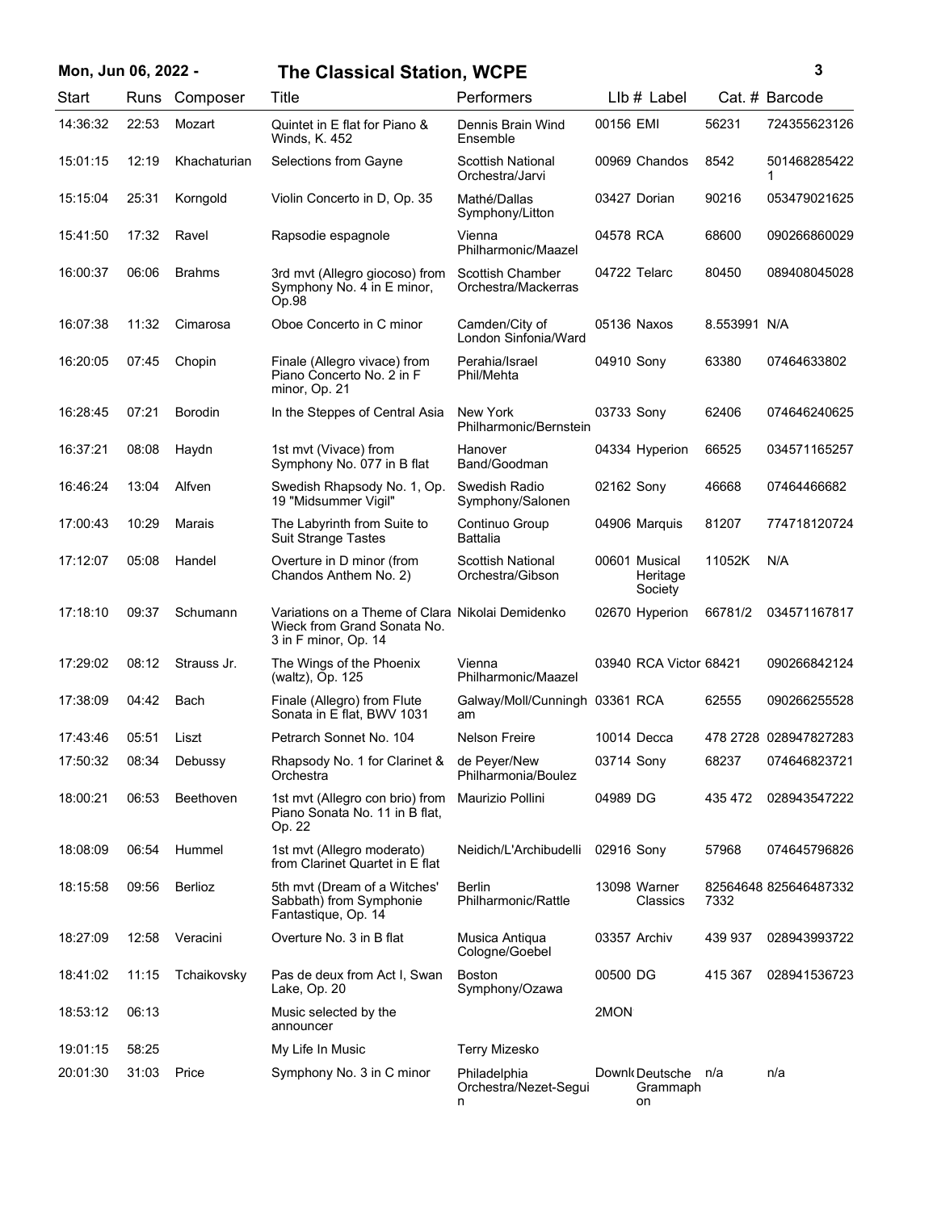# Mon, Jun 06, 2022 - The Classical Station, WCPE

| Start | Runs | Composer | Title | Performers | LIb # | Label | Cat. # | Barcode |
|---|---|---|---|---|---|---|---|---|
| 14:36:32 | 22:53 | Mozart | Quintet in E flat for Piano & Winds, K. 452 | Dennis Brain Wind Ensemble | 00156 | EMI | 56231 | 724355623126 |
| 15:01:15 | 12:19 | Khachaturian | Selections from Gayne | Scottish National Orchestra/Jarvi | 00969 | Chandos | 8542 | 5014682854221 |
| 15:15:04 | 25:31 | Korngold | Violin Concerto in D, Op. 35 | Mathé/Dallas Symphony/Litton | 03427 | Dorian | 90216 | 053479021625 |
| 15:41:50 | 17:32 | Ravel | Rapsodie espagnole | Vienna Philharmonic/Maazel | 04578 | RCA | 68600 | 090266860029 |
| 16:00:37 | 06:06 | Brahms | 3rd mvt (Allegro giocoso) from Symphony No. 4 in E minor, Op.98 | Scottish Chamber Orchestra/Mackerras | 04722 | Telarc | 80450 | 089408045028 |
| 16:07:38 | 11:32 | Cimarosa | Oboe Concerto in C minor | Camden/City of London Sinfonia/Ward | 05136 | Naxos | 8.553991 | N/A |
| 16:20:05 | 07:45 | Chopin | Finale (Allegro vivace) from Piano Concerto No. 2 in F minor, Op. 21 | Perahia/Israel Phil/Mehta | 04910 | Sony | 63380 | 07464633802 |
| 16:28:45 | 07:21 | Borodin | In the Steppes of Central Asia | New York Philharmonic/Bernstein | 03733 | Sony | 62406 | 074646240625 |
| 16:37:21 | 08:08 | Haydn | 1st mvt (Vivace) from Symphony No. 077 in B flat | Hanover Band/Goodman | 04334 | Hyperion | 66525 | 034571165257 |
| 16:46:24 | 13:04 | Alfven | Swedish Rhapsody No. 1, Op. 19 "Midsummer Vigil" | Swedish Radio Symphony/Salonen | 02162 | Sony | 46668 | 07464466682 |
| 17:00:43 | 10:29 | Marais | The Labyrinth from Suite to Suit Strange Tastes | Continuo Group Battalia | 04906 | Marquis | 81207 | 774718120724 |
| 17:12:07 | 05:08 | Handel | Overture in D minor (from Chandos Anthem No. 2) | Scottish National Orchestra/Gibson | 00601 | Musical Heritage Society | 11052K | N/A |
| 17:18:10 | 09:37 | Schumann | Variations on a Theme of Clara Wieck from Grand Sonata No. 3 in F minor, Op. 14 | Nikolai Demidenko | 02670 | Hyperion | 66781/2 | 034571167817 |
| 17:29:02 | 08:12 | Strauss Jr. | The Wings of the Phoenix (waltz), Op. 125 | Vienna Philharmonic/Maazel | 03940 | RCA Victor | 68421 | 090266842124 |
| 17:38:09 | 04:42 | Bach | Finale (Allegro) from Flute Sonata in E flat, BWV 1031 | Galway/Moll/Cunningham | 03361 | RCA | 62555 | 090266255528 |
| 17:43:46 | 05:51 | Liszt | Petrarch Sonnet No. 104 | Nelson Freire | 10014 | Decca | 478 2728 | 028947827283 |
| 17:50:32 | 08:34 | Debussy | Rhapsody No. 1 for Clarinet & Orchestra | de Peyer/New Philharmonia/Boulez | 03714 | Sony | 68237 | 074646823721 |
| 18:00:21 | 06:53 | Beethoven | 1st mvt (Allegro con brio) from Piano Sonata No. 11 in B flat, Op. 22 | Maurizio Pollini | 04989 | DG | 435 472 | 028943547222 |
| 18:08:09 | 06:54 | Hummel | 1st mvt (Allegro moderato) from Clarinet Quartet in E flat | Neidich/L'Archibudelli | 02916 | Sony | 57968 | 074645796826 |
| 18:15:58 | 09:56 | Berlioz | 5th mvt (Dream of a Witches' Sabbath) from Symphonie Fantastique, Op. 14 | Berlin Philharmonic/Rattle | 13098 | Warner Classics | 825646487332 | 825646487332 |
| 18:27:09 | 12:58 | Veracini | Overture No. 3 in B flat | Musica Antiqua Cologne/Goebel | 03357 | Archiv | 439 937 | 028943993722 |
| 18:41:02 | 11:15 | Tchaikovsky | Pas de deux from Act I, Swan Lake, Op. 20 | Boston Symphony/Ozawa | 00500 | DG | 415 367 | 028941536723 |
| 18:53:12 | 06:13 | | Music selected by the announcer | | 2MON | | | |
| 19:01:15 | 58:25 | | My Life In Music | Terry Mizesko | | | | |
| 20:01:30 | 31:03 | Price | Symphony No. 3 in C minor | Philadelphia Orchestra/Nezet-Seguin | Downl | Deutsche Grammaphon | n/a | n/a |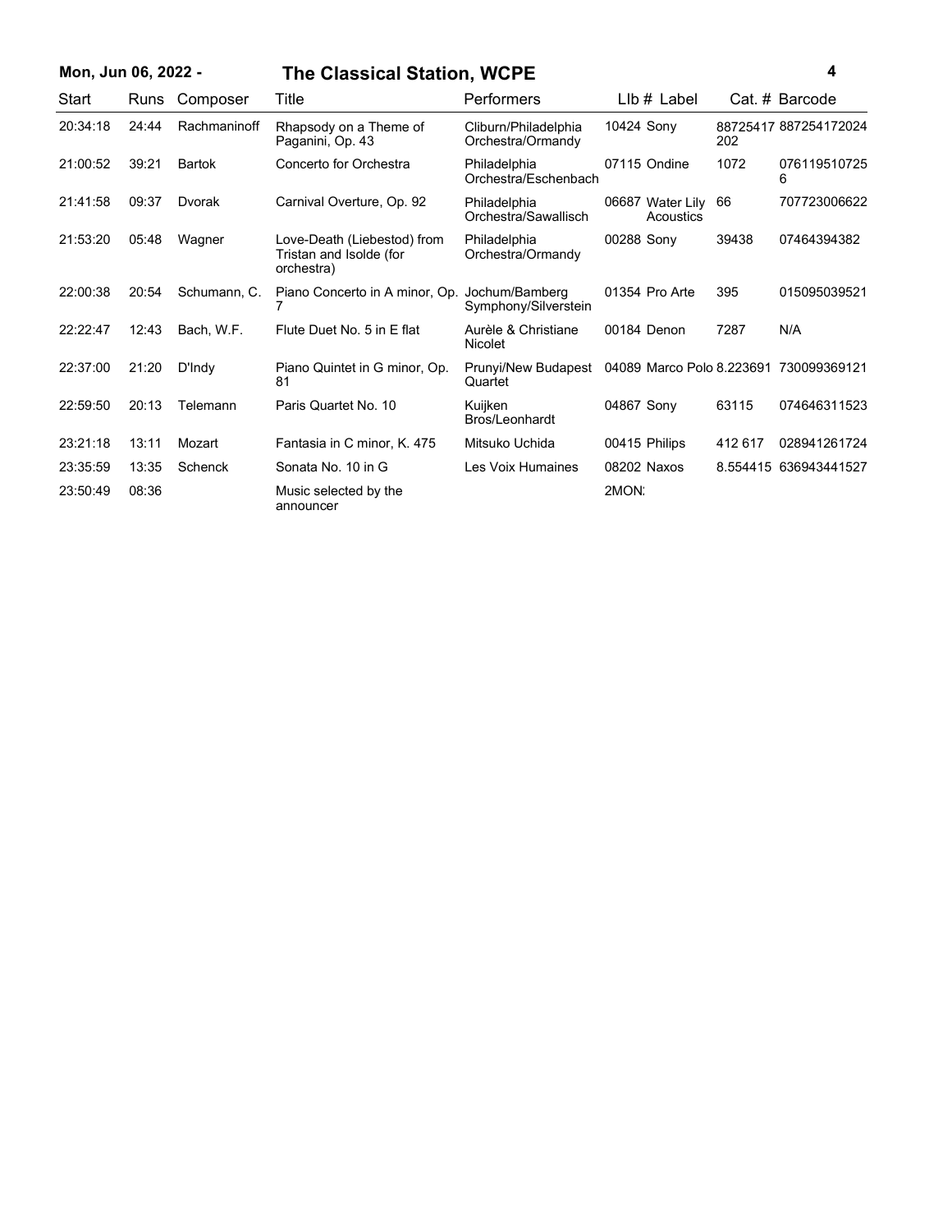| Start | Runs | Composer | Title | Performers | Llb # | Label | Cat. # | Barcode |
|---|---|---|---|---|---|---|---|---|
| 20:34:18 | 24:44 | Rachmaninoff | Rhapsody on a Theme of Paganini, Op. 43 | Cliburn/Philadelphia Orchestra/Ormandy | 10424 | Sony | 88725417202 | 887254172024 |
| 21:00:52 | 39:21 | Bartok | Concerto for Orchestra | Philadelphia Orchestra/Eschenbach | 07115 | Ondine | 1072 | 0761195107256 |
| 21:41:58 | 09:37 | Dvorak | Carnival Overture, Op. 92 | Philadelphia Orchestra/Sawallisch | 06687 | Water Lily Acoustics | 66 | 707723006622 |
| 21:53:20 | 05:48 | Wagner | Love-Death (Liebestod) from Tristan and Isolde (for orchestra) | Philadelphia Orchestra/Ormandy | 00288 | Sony | 39438 | 07464394382 |
| 22:00:38 | 20:54 | Schumann, C. | Piano Concerto in A minor, Op. 7 | Jochum/Bamberg Symphony/Silverstein | 01354 | Pro Arte | 395 | 015095039521 |
| 22:22:47 | 12:43 | Bach, W.F. | Flute Duet No. 5 in E flat | Aurèle & Christiane Nicolet | 00184 | Denon | 7287 | N/A |
| 22:37:00 | 21:20 | D'Indy | Piano Quintet in G minor, Op. 81 | Prunyi/New Budapest Quartet | 04089 | Marco Polo | 8.223691 | 730099369121 |
| 22:59:50 | 20:13 | Telemann | Paris Quartet No. 10 | Kuijken Bros/Leonhardt | 04867 | Sony | 63115 | 074646311523 |
| 23:21:18 | 13:11 | Mozart | Fantasia in C minor, K. 475 | Mitsuko Uchida | 00415 | Philips | 412 617 | 028941261724 |
| 23:35:59 | 13:35 | Schenck | Sonata No. 10 in G | Les Voix Humaines | 08202 | Naxos | 8.554415 | 636943441527 |
| 23:50:49 | 08:36 | | Music selected by the announcer | | 2MON: | | | |